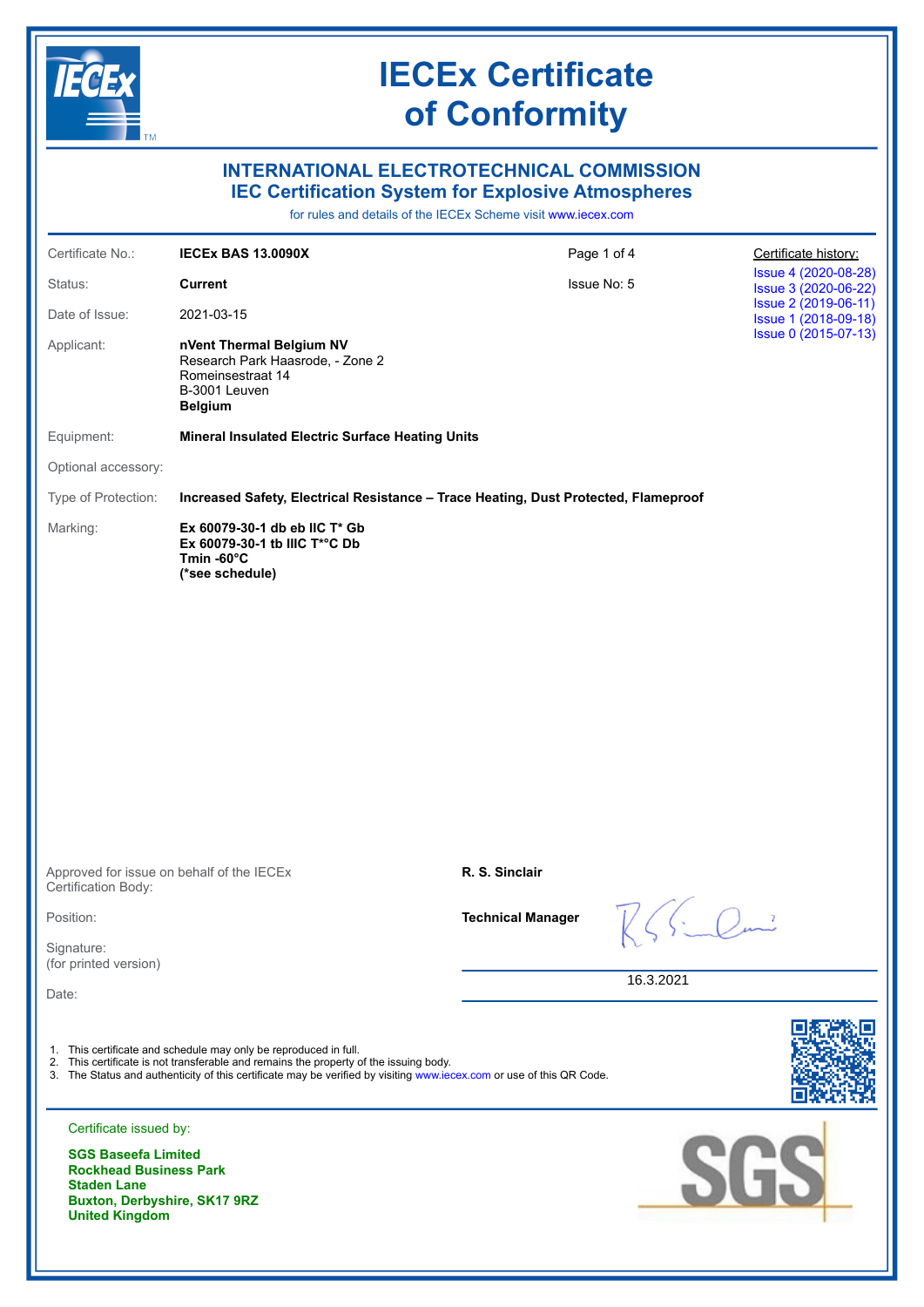# IECEx Certificate of Conformity

## INTERNATIONAL ELECTROTECHNICAL COMMISSION
## IEC Certification System for Explosive Atmospheres

for rules and details of the IECEx Scheme visit www.iecex.com

| | | | |
|---|---|---|---|
| Certificate No.: | **IECEx BAS 13.0090X** | Page 1 of 4 | Certificate history: |
| Status: | **Current** | Issue No: 5 | Issue 4 (2020-08-28) |
| Date of Issue: | 2021-03-15 | | Issue 3 (2020-06-22) |
| | | | Issue 2 (2019-06-11) |
| | | | Issue 1 (2018-09-18) |
| | | | Issue 0 (2015-07-13) |

Applicant: **nVent Thermal Belgium NV**
Research Park Haasrode, - Zone 2
Romeinsestraat 14
B-3001 Leuven
**Belgium**

Equipment: **Mineral Insulated Electric Surface Heating Units**

Optional accessory:

Type of Protection: **Increased Safety, Electrical Resistance – Trace Heating, Dust Protected, Flameproof**

Marking:
**Ex 60079-30-1 db eb IIC T* Gb**
**Ex 60079-30-1 tb IIIC T*°C Db**
**Tmin -60°C**
**(*see schedule)**

Approved for issue on behalf of the IECEx Certification Body: **R. S. Sinclair**

Position: **Technical Manager**

Signature: (for printed version)

Date: 16.3.2021

1. This certificate and schedule may only be reproduced in full.
2. This certificate is not transferable and remains the property of the issuing body.
3. The Status and authenticity of this certificate may be verified by visiting www.iecex.com or use of this QR Code.

Certificate issued by:

**SGS Baseefa Limited**
**Rockhead Business Park**
**Staden Lane**
**Buxton, Derbyshire, SK17 9RZ**
**United Kingdom**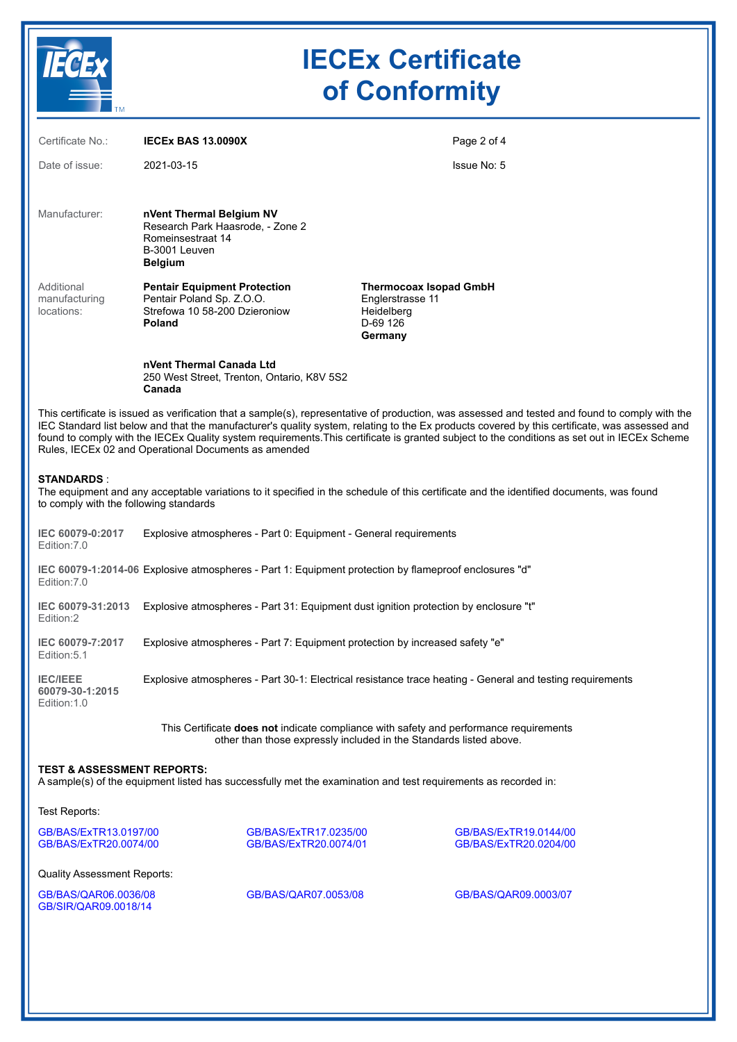# IECEx Certificate of Conformity

Certificate No.: **IECEx BAS 13.0090X**

Date of issue: 2021-03-15

Issue No: 5

Manufacturer: **nVent Thermal Belgium NV**
Research Park Haasrode, - Zone 2
Romeinsestraat 14
B-3001 Leuven
**Belgium**

Additional manufacturing locations:

**Pentair Equipment Protection**
Pentair Poland Sp. Z.O.O.
Strefowa 10 58-200 Dzieroniow
**Poland**

**Thermocoax Isopad GmbH**
Englerstrasse 11
Heidelberg
D-69 126
**Germany**

**nVent Thermal Canada Ltd**
250 West Street, Trenton, Ontario, K8V 5S2
**Canada**

This certificate is issued as verification that a sample(s), representative of production, was assessed and tested and found to comply with the IEC Standard list below and that the manufacturer's quality system, relating to the Ex products covered by this certificate, was assessed and found to comply with the IECEx Quality system requirements.This certificate is granted subject to the conditions as set out in IECEx Scheme Rules, IECEx 02 and Operational Documents as amended

**STANDARDS** :
The equipment and any acceptable variations to it specified in the schedule of this certificate and the identified documents, was found to comply with the following standards

| Standard | Title |
|---|---|
| **IEC 60079-0:2017** Edition:7.0 | Explosive atmospheres - Part 0: Equipment - General requirements |
| **IEC 60079-1:2014-06** Edition:7.0 | Explosive atmospheres - Part 1: Equipment protection by flameproof enclosures "d" |
| **IEC 60079-31:2013** Edition:2 | Explosive atmospheres - Part 31: Equipment dust ignition protection by enclosure "t" |
| **IEC 60079-7:2017** Edition:5.1 | Explosive atmospheres - Part 7: Equipment protection by increased safety "e" |
| **IEC/IEEE 60079-30-1:2015** Edition:1.0 | Explosive atmospheres - Part 30-1: Electrical resistance trace heating - General and testing requirements |

This Certificate **does not** indicate compliance with safety and performance requirements other than those expressly included in the Standards listed above.

**TEST & ASSESSMENT REPORTS:**
A sample(s) of the equipment listed has successfully met the examination and test requirements as recorded in:

Test Reports:

GB/BAS/ExTR13.0197/00
GB/BAS/ExTR17.0235/00
GB/BAS/ExTR19.0144/00
GB/BAS/ExTR20.0074/00
GB/BAS/ExTR20.0074/01
GB/BAS/ExTR20.0204/00

Quality Assessment Reports:

GB/BAS/QAR06.0036/08
GB/BAS/QAR07.0053/08
GB/BAS/QAR09.0003/07
GB/SIR/QAR09.0018/14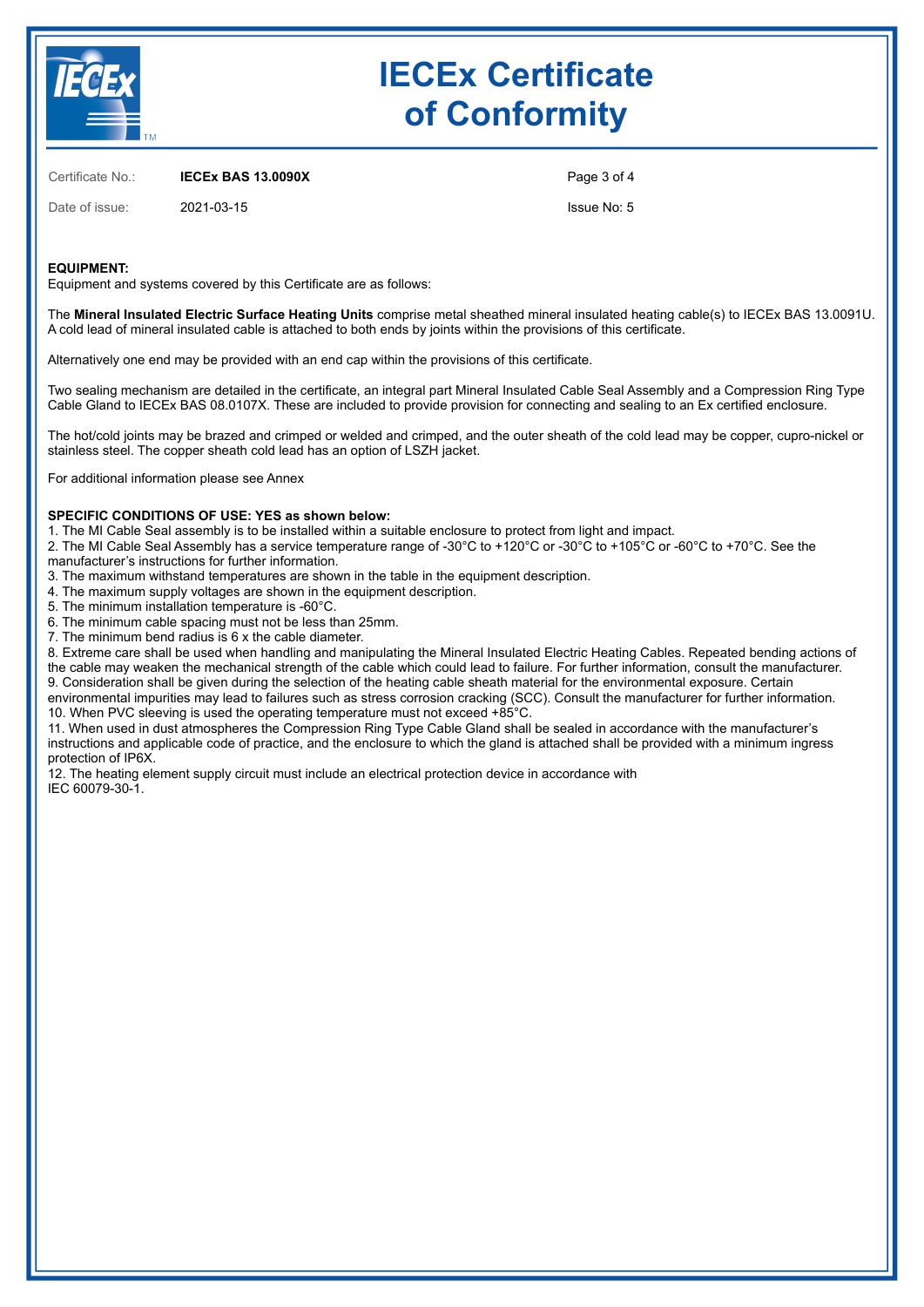Certificate No.: **IECEx BAS 13.0090X**

Date of issue: 2021-03-15

Issue No: 5

**EQUIPMENT:**

Equipment and systems covered by this Certificate are as follows:

The **Mineral Insulated Electric Surface Heating Units** comprise metal sheathed mineral insulated heating cable(s) to IECEx BAS 13.0091U. A cold lead of mineral insulated cable is attached to both ends by joints within the provisions of this certificate.

Alternatively one end may be provided with an end cap within the provisions of this certificate.

Two sealing mechanism are detailed in the certificate, an integral part Mineral Insulated Cable Seal Assembly and a Compression Ring Type Cable Gland to IECEx BAS 08.0107X. These are included to provide provision for connecting and sealing to an Ex certified enclosure.

The hot/cold joints may be brazed and crimped or welded and crimped, and the outer sheath of the cold lead may be copper, cupro-nickel or stainless steel. The copper sheath cold lead has an option of LSZH jacket.

For additional information please see Annex

**SPECIFIC CONDITIONS OF USE: YES as shown below:**

1. The MI Cable Seal assembly is to be installed within a suitable enclosure to protect from light and impact.
2. The MI Cable Seal Assembly has a service temperature range of -30°C to +120°C or -30°C to +105°C or -60°C to +70°C. See the manufacturer's instructions for further information.
3. The maximum withstand temperatures are shown in the table in the equipment description.
4. The maximum supply voltages are shown in the equipment description.
5. The minimum installation temperature is -60°C.
6. The minimum cable spacing must not be less than 25mm.
7. The minimum bend radius is 6 x the cable diameter.
8. Extreme care shall be used when handling and manipulating the Mineral Insulated Electric Heating Cables. Repeated bending actions of the cable may weaken the mechanical strength of the cable which could lead to failure. For further information, consult the manufacturer.
9. Consideration shall be given during the selection of the heating cable sheath material for the environmental exposure. Certain environmental impurities may lead to failures such as stress corrosion cracking (SCC). Consult the manufacturer for further information.
10. When PVC sleeving is used the operating temperature must not exceed +85°C.
11. When used in dust atmospheres the Compression Ring Type Cable Gland shall be sealed in accordance with the manufacturer's instructions and applicable code of practice, and the enclosure to which the gland is attached shall be provided with a minimum ingress protection of IP6X.
12. The heating element supply circuit must include an electrical protection device in accordance with IEC 60079-30-1.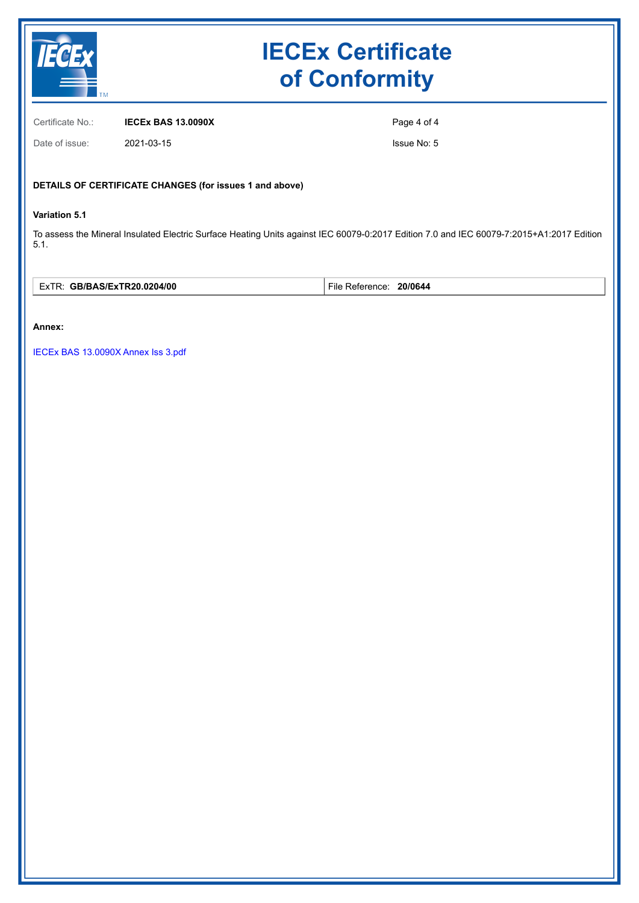# IECEx Certificate of Conformity

| | | | |
|---|---|---|---|
| Certificate No.: | **IECEx BAS 13.0090X** | | |
| Date of issue: | 2021-03-15 | | Issue No: 5 |

**DETAILS OF CERTIFICATE CHANGES (for issues 1 and above)**

**Variation 5.1**

To assess the Mineral Insulated Electric Surface Heating Units against IEC 60079-0:2017 Edition 7.0 and IEC 60079-7:2015+A1:2017 Edition 5.1.

| ExTR: **GB/BAS/ExTR20.0204/00** | File Reference: **20/0644** |
|---|---|

**Annex:**

IECEx BAS 13.0090X Annex Iss 3.pdf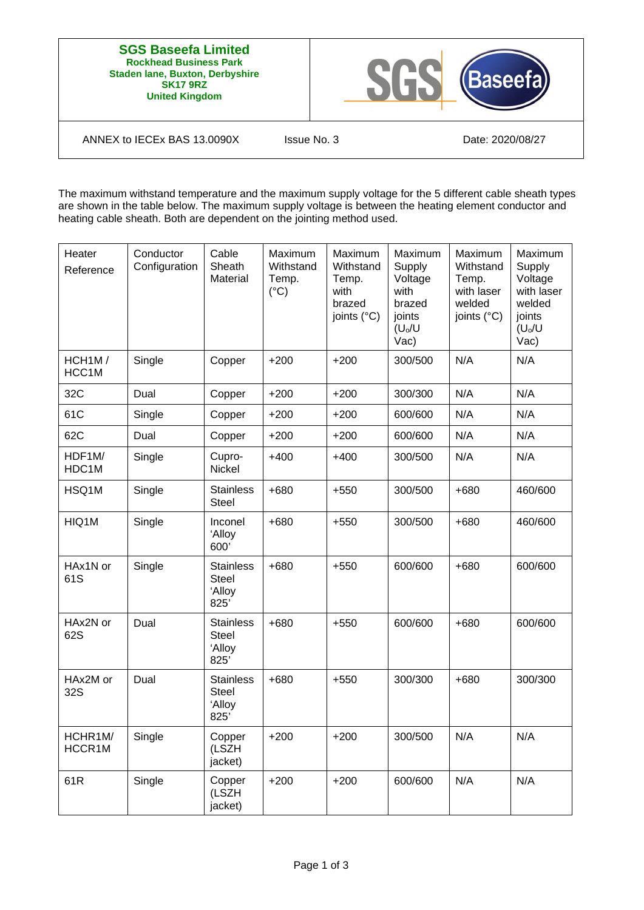**SGS Baseefa Limited**
**Rockhead Business Park**
**Staden lane, Buxton, Derbyshire**
**SK17 9RZ**
**United Kingdom**

ANNEX to IECEx BAS 13.0090X | Issue No. 3 | Date: 2020/08/27

The maximum withstand temperature and the maximum supply voltage for the 5 different cable sheath types are shown in the table below. The maximum supply voltage is between the heating element conductor and heating cable sheath. Both are dependent on the jointing method used.

| Heater Reference | Conductor Configuration | Cable Sheath Material | Maximum Withstand Temp. (°C) | Maximum Withstand Temp. with brazed joints (°C) | Maximum Supply Voltage with brazed joints ($U_o$/U Vac) | Maximum Withstand Temp. with laser welded joints (°C) | Maximum Supply Voltage with laser welded joints ($U_o$/U Vac) |
|---|---|---|---|---|---|---|---|
| HCH1M / HCC1M | Single | Copper | +200 | +200 | 300/500 | N/A | N/A |
| 32C | Dual | Copper | +200 | +200 | 300/300 | N/A | N/A |
| 61C | Single | Copper | +200 | +200 | 600/600 | N/A | N/A |
| 62C | Dual | Copper | +200 | +200 | 600/600 | N/A | N/A |
| HDF1M/ HDC1M | Single | Cupro-Nickel | +400 | +400 | 300/500 | N/A | N/A |
| HSQ1M | Single | Stainless Steel | +680 | +550 | 300/500 | +680 | 460/600 |
| HIQ1M | Single | Inconel 'Alloy 600' | +680 | +550 | 300/500 | +680 | 460/600 |
| HAx1N or 61S | Single | Stainless Steel 'Alloy 825' | +680 | +550 | 600/600 | +680 | 600/600 |
| HAx2N or 62S | Dual | Stainless Steel 'Alloy 825' | +680 | +550 | 600/600 | +680 | 600/600 |
| HAx2M or 32S | Dual | Stainless Steel 'Alloy 825' | +680 | +550 | 300/300 | +680 | 300/300 |
| HCHR1M/ HCCR1M | Single | Copper (LSZH jacket) | +200 | +200 | 300/500 | N/A | N/A |
| 61R | Single | Copper (LSZH jacket) | +200 | +200 | 600/600 | N/A | N/A |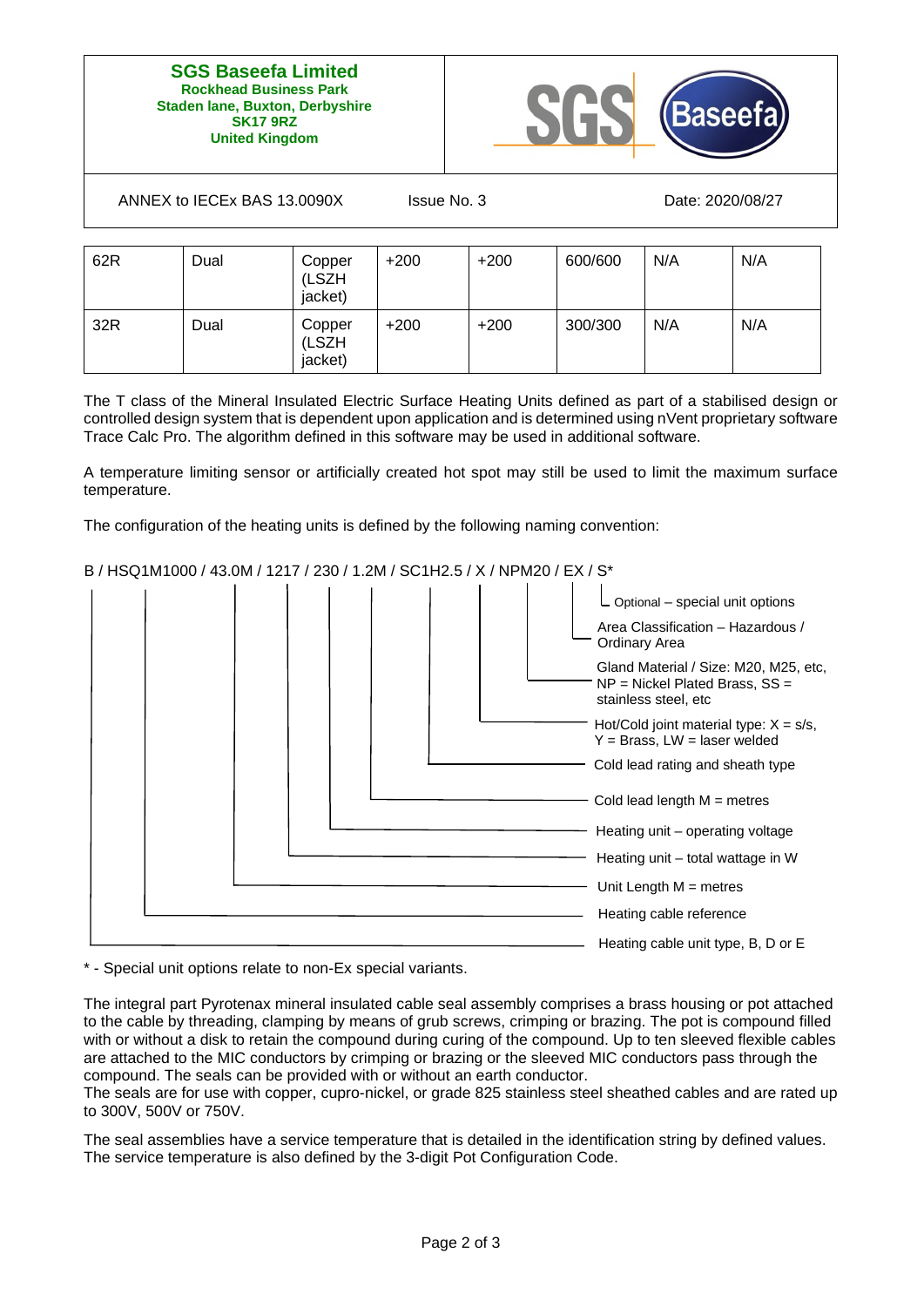**SGS Baseefa Limited**
**Rockhead Business Park**
**Staden lane, Buxton, Derbyshire**
**SK17 9RZ**
**United Kingdom**

ANNEX to IECEx BAS 13.0090X    Issue No. 3    Date: 2020/08/27

| | | | | | | | |
|---|---|---|---|---|---|---|---|
| 62R | Dual | Copper (LSZH jacket) | +200 | +200 | 600/600 | N/A | N/A |
| 32R | Dual | Copper (LSZH jacket) | +200 | +200 | 300/300 | N/A | N/A |

The T class of the Mineral Insulated Electric Surface Heating Units defined as part of a stabilised design or controlled design system that is dependent upon application and is determined using nVent proprietary software Trace Calc Pro. The algorithm defined in this software may be used in additional software.

A temperature limiting sensor or artificially created hot spot may still be used to limit the maximum surface temperature.

The configuration of the heating units is defined by the following naming convention:

B / HSQ1M1000 / 43.0M / 1217 / 230 / 1.2M / SC1H2.5 / X / NPM20 / EX / S*

- B – Heating cable unit type, B, D or E
- HSQ1M1000 – Heating cable reference
- 43.0M – Unit Length M = metres
- 1217 – Heating unit – total wattage in W
- 230 – Heating unit – operating voltage
- 1.2M – Cold lead length M = metres
- SC1H2.5 – Cold lead rating and sheath type
- X – Hot/Cold joint material type: X = s/s, Y = Brass, LW = laser welded
- NPM20 – Gland Material / Size: M20, M25, etc, NP = Nickel Plated Brass, SS = stainless steel, etc
- EX – Area Classification – Hazardous / Ordinary Area
- S* – Optional – special unit options

\* - Special unit options relate to non-Ex special variants.

The integral part Pyrotenax mineral insulated cable seal assembly comprises a brass housing or pot attached to the cable by threading, clamping by means of grub screws, crimping or brazing. The pot is compound filled with or without a disk to retain the compound during curing of the compound. Up to ten sleeved flexible cables are attached to the MIC conductors by crimping or brazing or the sleeved MIC conductors pass through the compound. The seals can be provided with or without an earth conductor.
The seals are for use with copper, cupro-nickel, or grade 825 stainless steel sheathed cables and are rated up to 300V, 500V or 750V.

The seal assemblies have a service temperature that is detailed in the identification string by defined values. The service temperature is also defined by the 3-digit Pot Configuration Code.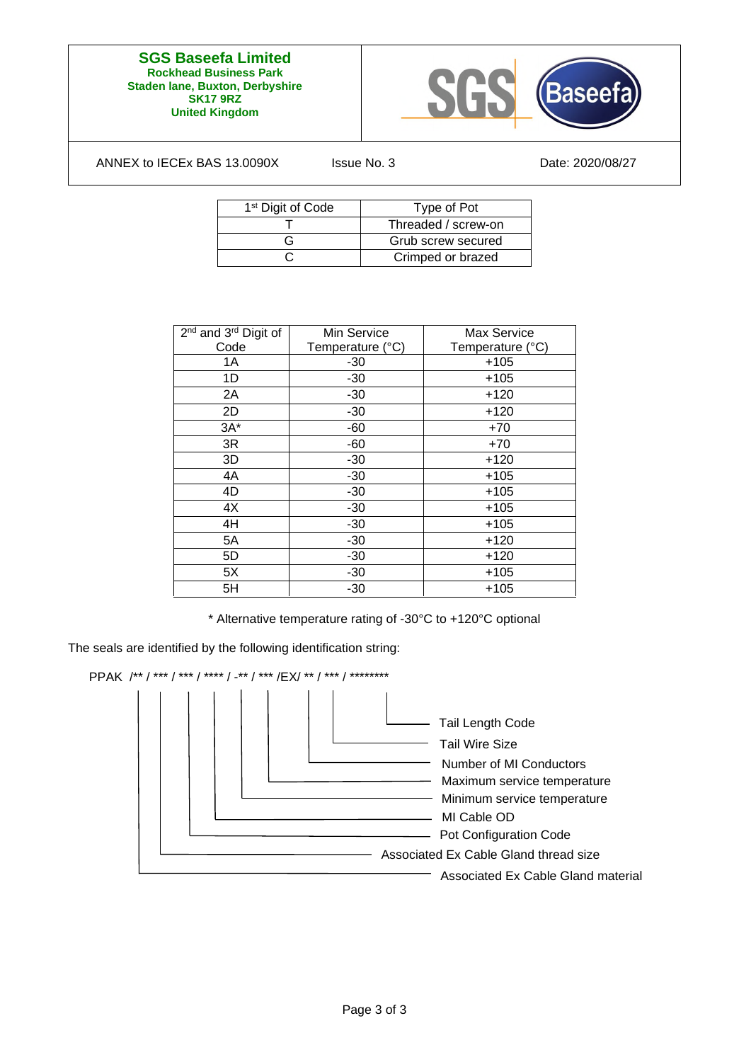**SGS Baseefa Limited**
**Rockhead Business Park**
**Staden lane, Buxton, Derbyshire**
**SK17 9RZ**
**United Kingdom**

ANNEX to IECEx BAS 13.0090X  Issue No. 3  Date: 2020/08/27

| 1st Digit of Code | Type of Pot |
|---|---|
| T | Threaded / screw-on |
| G | Grub screw secured |
| C | Crimped or brazed |

| 2nd and 3rd Digit of Code | Min Service Temperature (°C) | Max Service Temperature (°C) |
|---|---|---|
| 1A | -30 | +105 |
| 1D | -30 | +105 |
| 2A | -30 | +120 |
| 2D | -30 | +120 |
| 3A* | -60 | +70 |
| 3R | -60 | +70 |
| 3D | -30 | +120 |
| 4A | -30 | +105 |
| 4D | -30 | +105 |
| 4X | -30 | +105 |
| 4H | -30 | +105 |
| 5A | -30 | +120 |
| 5D | -30 | +120 |
| 5X | -30 | +105 |
| 5H | -30 | +105 |

\* Alternative temperature rating of -30°C to +120°C optional

The seals are identified by the following identification string:

PPAK /** / *** / *** / **** / -** / *** /EX/ ** / *** / ********

Tail Length Code
Tail Wire Size
Number of MI Conductors
Maximum service temperature
Minimum service temperature
MI Cable OD
Pot Configuration Code
Associated Ex Cable Gland thread size
Associated Ex Cable Gland material